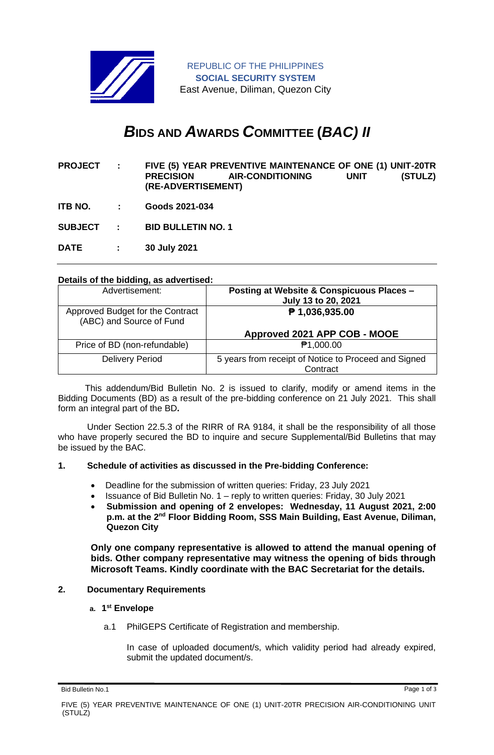REPUBLIC OF THE PHILIPPINES
**SOCIAL SECURITY SYSTEM**
East Avenue, Diliman, Quezon City

# ***B*IDS AND *A*WARDS *C*OMMITTEE (*BAC) II***

**PROJECT : FIVE (5) YEAR PREVENTIVE MAINTENANCE OF ONE (1) UNIT-20TR PRECISION AIR-CONDITIONING UNIT (STULZ) (RE-ADVERTISEMENT)**

**ITB NO. : Goods 2021-034**

**SUBJECT : BID BULLETIN NO. 1**

**DATE : 30 July 2021**

---

**Details of the bidding, as advertised:**

| Advertisement: | **Posting at Website & Conspicuous Places – July 13 to 20, 2021** |
|---|---|
| Approved Budget for the Contract (ABC) and Source of Fund | **₱ 1,036,935.00**<br>**Approved 2021 APP COB - MOOE** |
| Price of BD (non-refundable) | ₱1,000.00 |
| Delivery Period | 5 years from receipt of Notice to Proceed and Signed Contract |

This addendum/Bid Bulletin No. 2 is issued to clarify, modify or amend items in the Bidding Documents (BD) as a result of the pre-bidding conference on 21 July 2021. This shall form an integral part of the BD**.**

Under Section 22.5.3 of the RIRR of RA 9184, it shall be the responsibility of all those who have properly secured the BD to inquire and secure Supplemental/Bid Bulletins that may be issued by the BAC.

**1. Schedule of activities as discussed in the Pre-bidding Conference:**

- Deadline for the submission of written queries: Friday, 23 July 2021
- Issuance of Bid Bulletin No. 1 – reply to written queries: Friday, 30 July 2021
- **Submission and opening of 2 envelopes: Wednesday, 11 August 2021, 2:00 p.m. at the 2nd Floor Bidding Room, SSS Main Building, East Avenue, Diliman, Quezon City**

**Only one company representative is allowed to attend the manual opening of bids. Other company representative may witness the opening of bids through Microsoft Teams. Kindly coordinate with the BAC Secretariat for the details.**

**2. Documentary Requirements**

**a. 1st Envelope**

a.1 PhilGEPS Certificate of Registration and membership.

In case of uploaded document/s, which validity period had already expired, submit the updated document/s.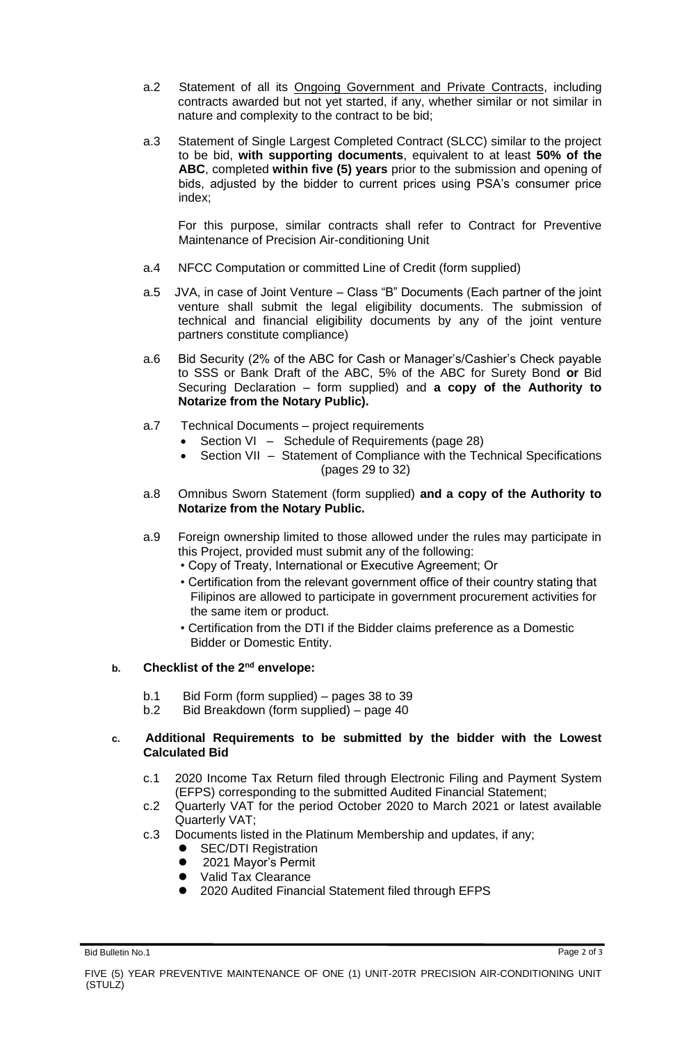a.2 Statement of all its Ongoing Government and Private Contracts, including contracts awarded but not yet started, if any, whether similar or not similar in nature and complexity to the contract to be bid;

a.3 Statement of Single Largest Completed Contract (SLCC) similar to the project to be bid, **with supporting documents**, equivalent to at least **50% of the ABC**, completed **within five (5) years** prior to the submission and opening of bids, adjusted by the bidder to current prices using PSA's consumer price index;

For this purpose, similar contracts shall refer to Contract for Preventive Maintenance of Precision Air-conditioning Unit

a.4 NFCC Computation or committed Line of Credit (form supplied)

a.5 JVA, in case of Joint Venture – Class "B" Documents (Each partner of the joint venture shall submit the legal eligibility documents. The submission of technical and financial eligibility documents by any of the joint venture partners constitute compliance)

a.6 Bid Security (2% of the ABC for Cash or Manager's/Cashier's Check payable to SSS or Bank Draft of the ABC, 5% of the ABC for Surety Bond **or** Bid Securing Declaration – form supplied) and **a copy of the Authority to Notarize from the Notary Public).**

a.7 Technical Documents – project requirements
- Section VI – Schedule of Requirements (page 28)
- Section VII – Statement of Compliance with the Technical Specifications (pages 29 to 32)

a.8 Omnibus Sworn Statement (form supplied) **and a copy of the Authority to Notarize from the Notary Public.**

a.9 Foreign ownership limited to those allowed under the rules may participate in this Project, provided must submit any of the following:
- Copy of Treaty, International or Executive Agreement; Or
- Certification from the relevant government office of their country stating that Filipinos are allowed to participate in government procurement activities for the same item or product.
- Certification from the DTI if the Bidder claims preference as a Domestic Bidder or Domestic Entity.

**b. Checklist of the 2nd envelope:**

b.1 Bid Form (form supplied) – pages 38 to 39
b.2 Bid Breakdown (form supplied) – page 40

**c. Additional Requirements to be submitted by the bidder with the Lowest Calculated Bid**

c.1 2020 Income Tax Return filed through Electronic Filing and Payment System (EFPS) corresponding to the submitted Audited Financial Statement;
c.2 Quarterly VAT for the period October 2020 to March 2021 or latest available Quarterly VAT;
c.3 Documents listed in the Platinum Membership and updates, if any;
- SEC/DTI Registration
- 2021 Mayor's Permit
- Valid Tax Clearance
- 2020 Audited Financial Statement filed through EFPS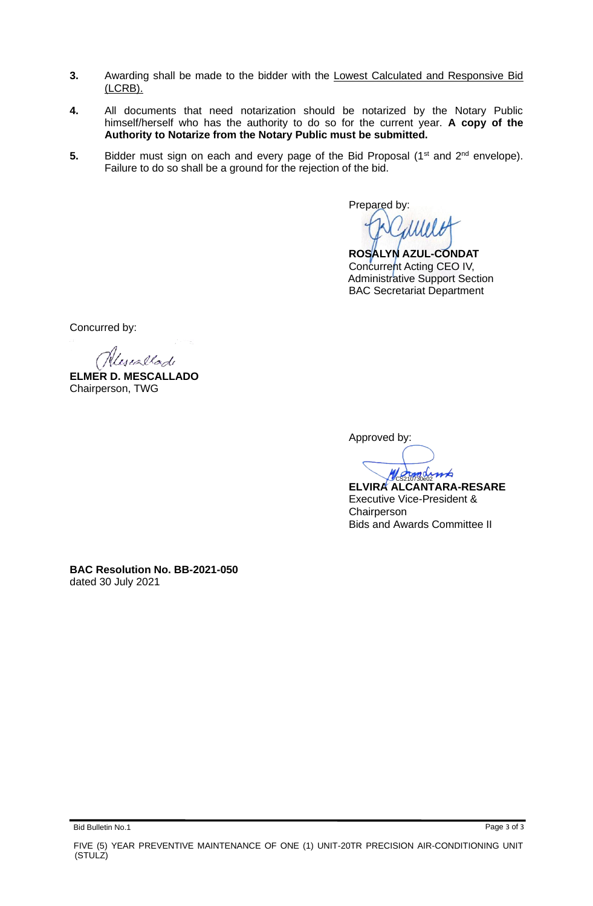3. Awarding shall be made to the bidder with the Lowest Calculated and Responsive Bid (LCRB).

4. All documents that need notarization should be notarized by the Notary Public himself/herself who has the authority to do so for the current year. **A copy of the Authority to Notarize from the Notary Public must be submitted.**

5. Bidder must sign on each and every page of the Bid Proposal (1st and 2nd envelope). Failure to do so shall be a ground for the rejection of the bid.

Prepared by:

**ROSALYN AZUL-CONDAT**
Concurrent Acting CEO IV,
Administrative Support Section
BAC Secretariat Department

Concurred by:

**ELMER D. MESCALLADO**
Chairperson, TWG

Approved by:

CS210730e02

**ELVIRA ALCANTARA-RESARE**
Executive Vice-President &
Chairperson
Bids and Awards Committee II

**BAC Resolution No. BB-2021-050**
dated 30 July 2021

Bid Bulletin No.1

FIVE (5) YEAR PREVENTIVE MAINTENANCE OF ONE (1) UNIT-20TR PRECISION AIR-CONDITIONING UNIT (STULZ)